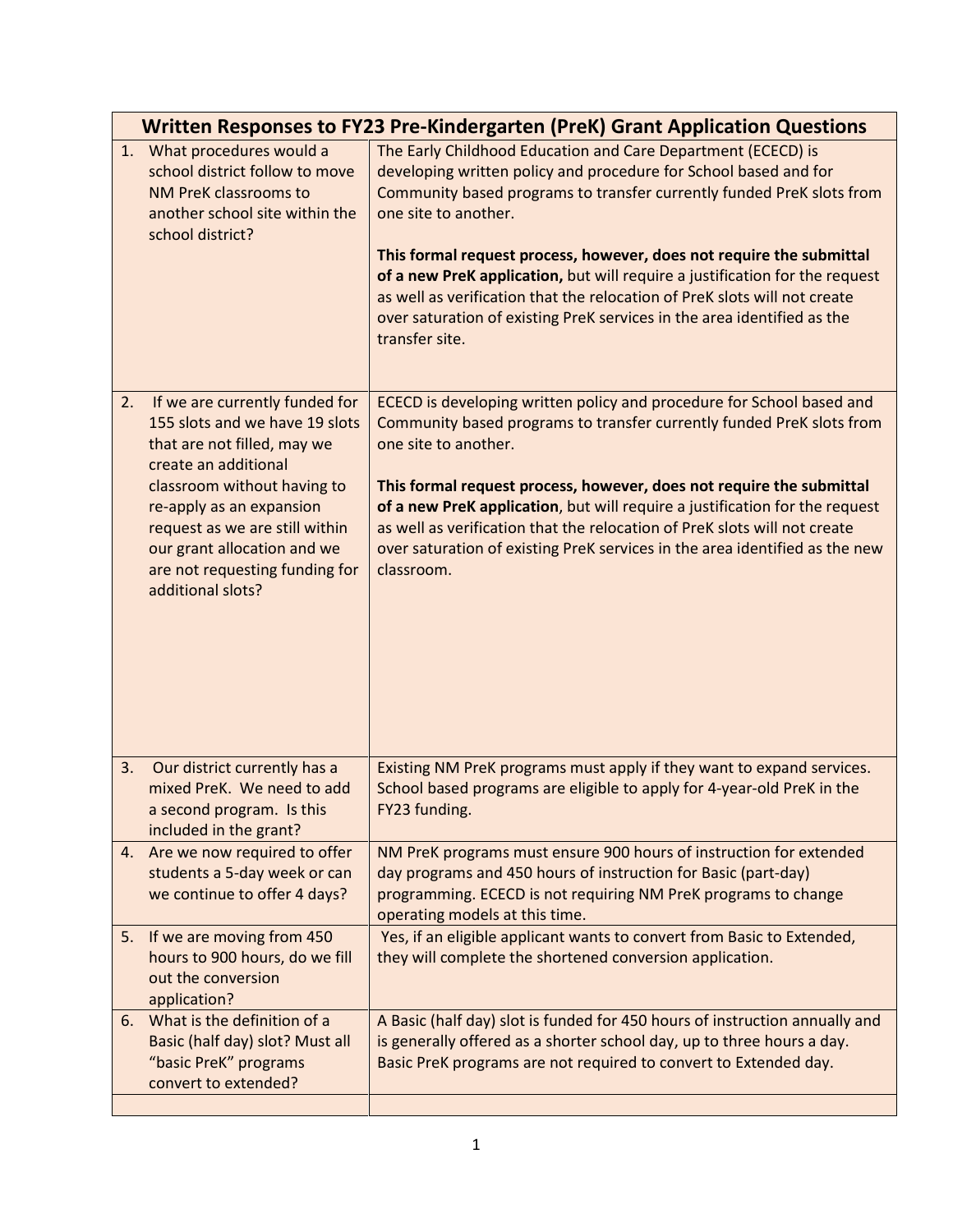| Written Responses to FY23 Pre-Kindergarten (PreK) Grant Application Questions | |
|---|---|
| 1. What procedures would a school district follow to move NM PreK classrooms to another school site within the school district? | The Early Childhood Education and Care Department (ECECD) is developing written policy and procedure for School based and for Community based programs to transfer currently funded PreK slots from one site to another.<br><br>**This formal request process, however, does not require the submittal of a new PreK application,** but will require a justification for the request as well as verification that the relocation of PreK slots will not create over saturation of existing PreK services in the area identified as the transfer site. |
| 2. If we are currently funded for 155 slots and we have 19 slots that are not filled, may we create an additional classroom without having to re-apply as an expansion request as we are still within our grant allocation and we are not requesting funding for additional slots? | ECECD is developing written policy and procedure for School based and Community based programs to transfer currently funded PreK slots from one site to another.<br><br>**This formal request process, however, does not require the submittal of a new PreK application**, but will require a justification for the request as well as verification that the relocation of PreK slots will not create over saturation of existing PreK services in the area identified as the new classroom. |
| 3. Our district currently has a mixed PreK. We need to add a second program. Is this included in the grant? | Existing NM PreK programs must apply if they want to expand services. School based programs are eligible to apply for 4-year-old PreK in the FY23 funding. |
| 4. Are we now required to offer students a 5-day week or can we continue to offer 4 days? | NM PreK programs must ensure 900 hours of instruction for extended day programs and 450 hours of instruction for Basic (part-day) programming. ECECD is not requiring NM PreK programs to change operating models at this time. |
| 5. If we are moving from 450 hours to 900 hours, do we fill out the conversion application? | Yes, if an eligible applicant wants to convert from Basic to Extended, they will complete the shortened conversion application. |
| 6. What is the definition of a Basic (half day) slot? Must all "basic PreK" programs convert to extended? | A Basic (half day) slot is funded for 450 hours of instruction annually and is generally offered as a shorter school day, up to three hours a day. Basic PreK programs are not required to convert to Extended day. |
| | |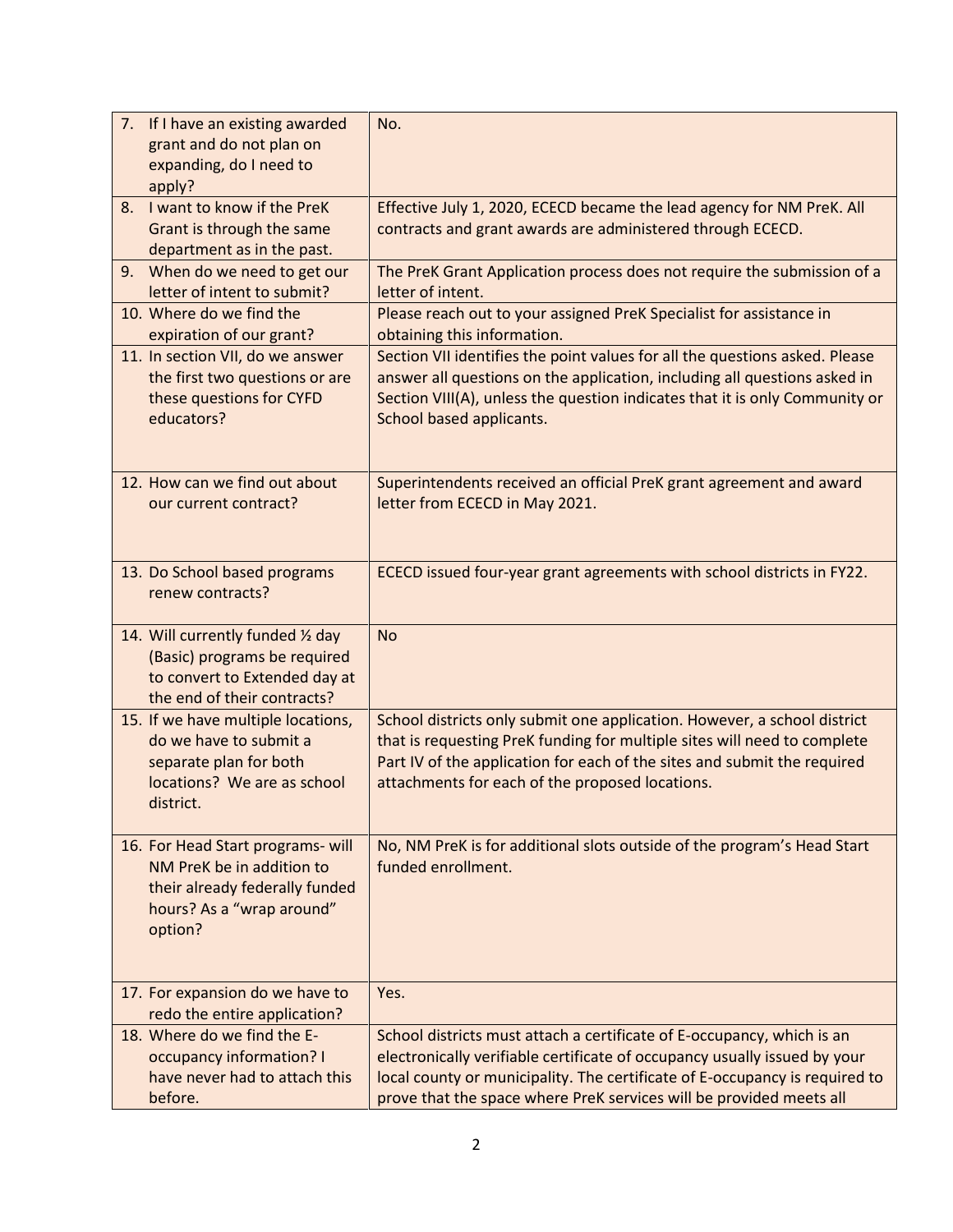| | |
|---|---|
| 7. If I have an existing awarded grant and do not plan on expanding, do I need to apply? | No. |
| 8. I want to know if the PreK Grant is through the same department as in the past. | Effective July 1, 2020, ECECD became the lead agency for NM PreK. All contracts and grant awards are administered through ECECD. |
| 9. When do we need to get our letter of intent to submit? | The PreK Grant Application process does not require the submission of a letter of intent. |
| 10. Where do we find the expiration of our grant? | Please reach out to your assigned PreK Specialist for assistance in obtaining this information. |
| 11. In section VII, do we answer the first two questions or are these questions for CYFD educators? | Section VII identifies the point values for all the questions asked. Please answer all questions on the application, including all questions asked in Section VIII(A), unless the question indicates that it is only Community or School based applicants. |
| 12. How can we find out about our current contract? | Superintendents received an official PreK grant agreement and award letter from ECECD in May 2021. |
| 13. Do School based programs renew contracts? | ECECD issued four-year grant agreements with school districts in FY22. |
| 14. Will currently funded ½ day (Basic) programs be required to convert to Extended day at the end of their contracts? | No |
| 15. If we have multiple locations, do we have to submit a separate plan for both locations? We are as school district. | School districts only submit one application. However, a school district that is requesting PreK funding for multiple sites will need to complete Part IV of the application for each of the sites and submit the required attachments for each of the proposed locations. |
| 16. For Head Start programs- will NM PreK be in addition to their already federally funded hours? As a "wrap around" option? | No, NM PreK is for additional slots outside of the program's Head Start funded enrollment. |
| 17. For expansion do we have to redo the entire application? | Yes. |
| 18. Where do we find the E-occupancy information? I have never had to attach this before. | School districts must attach a certificate of E-occupancy, which is an electronically verifiable certificate of occupancy usually issued by your local county or municipality. The certificate of E-occupancy is required to prove that the space where PreK services will be provided meets all |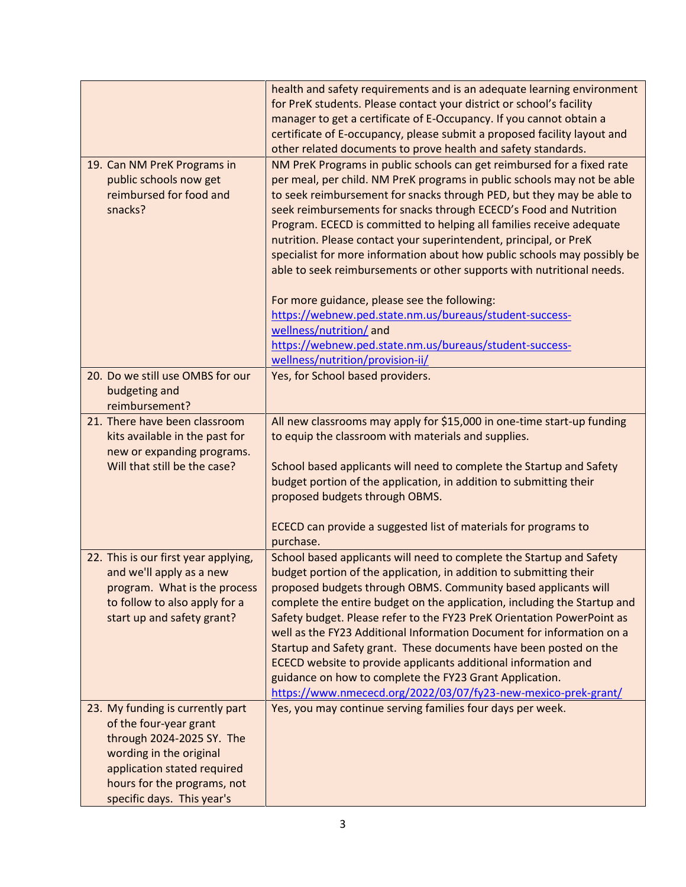| | |
|---|---|
| | health and safety requirements and is an adequate learning environment for PreK students. Please contact your district or school's facility manager to get a certificate of E-Occupancy. If you cannot obtain a certificate of E-occupancy, please submit a proposed facility layout and other related documents to prove health and safety standards. |
| 19. Can NM PreK Programs in public schools now get reimbursed for food and snacks? | NM PreK Programs in public schools can get reimbursed for a fixed rate per meal, per child. NM PreK programs in public schools may not be able to seek reimbursement for snacks through PED, but they may be able to seek reimbursements for snacks through ECECD's Food and Nutrition Program. ECECD is committed to helping all families receive adequate nutrition. Please contact your superintendent, principal, or PreK specialist for more information about how public schools may possibly be able to seek reimbursements or other supports with nutritional needs.<br><br>For more guidance, please see the following: https://webnew.ped.state.nm.us/bureaus/student-success-wellness/nutrition/ and https://webnew.ped.state.nm.us/bureaus/student-success-wellness/nutrition/provision-ii/ |
| 20. Do we still use OMBS for our budgeting and reimbursement? | Yes, for School based providers. |
| 21. There have been classroom kits available in the past for new or expanding programs. Will that still be the case? | All new classrooms may apply for $15,000 in one-time start-up funding to equip the classroom with materials and supplies.<br><br>School based applicants will need to complete the Startup and Safety budget portion of the application, in addition to submitting their proposed budgets through OBMS.<br><br>ECECD can provide a suggested list of materials for programs to purchase. |
| 22. This is our first year applying, and we'll apply as a new program. What is the process to follow to also apply for a start up and safety grant? | School based applicants will need to complete the Startup and Safety budget portion of the application, in addition to submitting their proposed budgets through OBMS. Community based applicants will complete the entire budget on the application, including the Startup and Safety budget. Please refer to the FY23 PreK Orientation PowerPoint as well as the FY23 Additional Information Document for information on a Startup and Safety grant. These documents have been posted on the ECECD website to provide applicants additional information and guidance on how to complete the FY23 Grant Application. https://www.nmececd.org/2022/03/07/fy23-new-mexico-prek-grant/ |
| 23. My funding is currently part of the four-year grant through 2024-2025 SY. The wording in the original application stated required hours for the programs, not specific days. This year's | Yes, you may continue serving families four days per week. |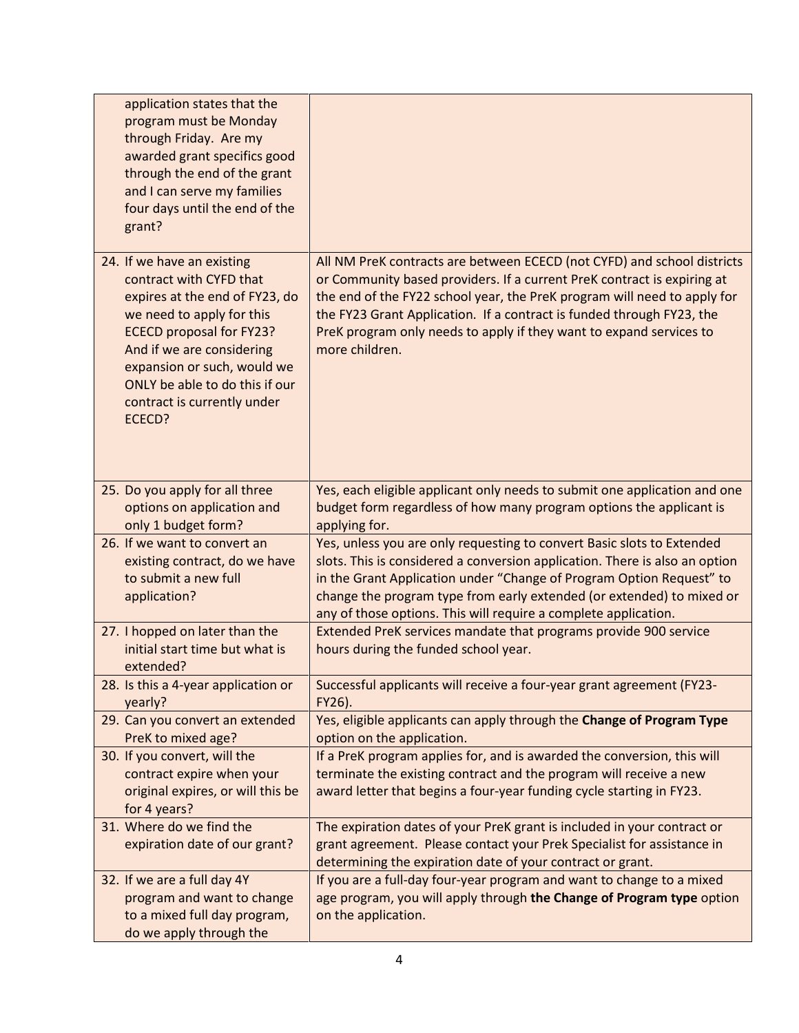| | |
|---|---|
| application states that the program must be Monday through Friday. Are my awarded grant specifics good through the end of the grant and I can serve my families four days until the end of the grant? | |
| 24. If we have an existing contract with CYFD that expires at the end of FY23, do we need to apply for this ECECD proposal for FY23? And if we are considering expansion or such, would we ONLY be able to do this if our contract is currently under ECECD? | All NM PreK contracts are between ECECD (not CYFD) and school districts or Community based providers. If a current PreK contract is expiring at the end of the FY22 school year, the PreK program will need to apply for the FY23 Grant Application. If a contract is funded through FY23, the PreK program only needs to apply if they want to expand services to more children. |
| 25. Do you apply for all three options on application and only 1 budget form? | Yes, each eligible applicant only needs to submit one application and one budget form regardless of how many program options the applicant is applying for. |
| 26. If we want to convert an existing contract, do we have to submit a new full application? | Yes, unless you are only requesting to convert Basic slots to Extended slots. This is considered a conversion application. There is also an option in the Grant Application under "Change of Program Option Request" to change the program type from early extended (or extended) to mixed or any of those options. This will require a complete application. |
| 27. I hopped on later than the initial start time but what is extended? | Extended PreK services mandate that programs provide 900 service hours during the funded school year. |
| 28. Is this a 4-year application or yearly? | Successful applicants will receive a four-year grant agreement (FY23-FY26). |
| 29. Can you convert an extended PreK to mixed age? | Yes, eligible applicants can apply through the **Change of Program Type** option on the application. |
| 30. If you convert, will the contract expire when your original expires, or will this be for 4 years? | If a PreK program applies for, and is awarded the conversion, this will terminate the existing contract and the program will receive a new award letter that begins a four-year funding cycle starting in FY23. |
| 31. Where do we find the expiration date of our grant? | The expiration dates of your PreK grant is included in your contract or grant agreement. Please contact your Prek Specialist for assistance in determining the expiration date of your contract or grant. |
| 32. If we are a full day 4Y program and want to change to a mixed full day program, do we apply through the | If you are a full-day four-year program and want to change to a mixed age program, you will apply through **the Change of Program type** option on the application. |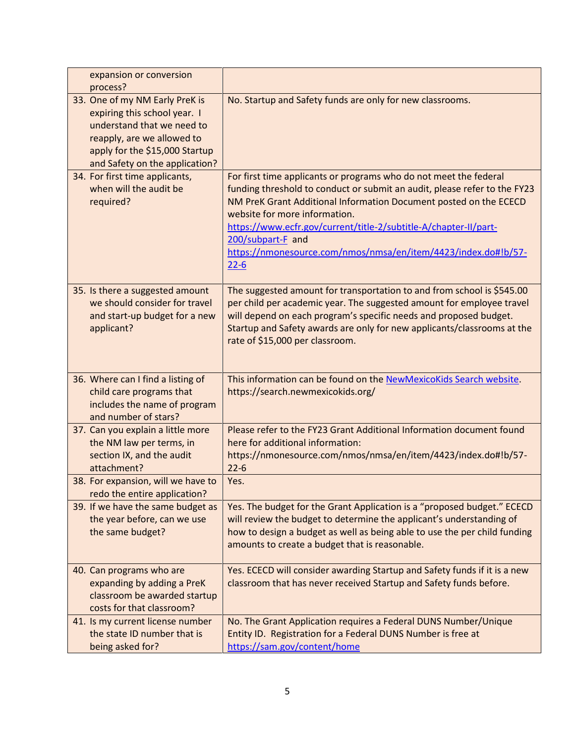| | |
|---|---|
| expansion or conversion process? | |
| 33. One of my NM Early PreK is expiring this school year. I understand that we need to reapply, are we allowed to apply for the $15,000 Startup and Safety on the application? | No. Startup and Safety funds are only for new classrooms. |
| 34. For first time applicants, when will the audit be required? | For first time applicants or programs who do not meet the federal funding threshold to conduct or submit an audit, please refer to the FY23 NM PreK Grant Additional Information Document posted on the ECECD website for more information. [https://www.ecfr.gov/current/title-2/subtitle-A/chapter-II/part-200/subpart-F](https://www.ecfr.gov/current/title-2/subtitle-A/chapter-II/part-200/subpart-F) and [https://nmonesource.com/nmos/nmsa/en/item/4423/index.do#!b/57-22-6](https://nmonesource.com/nmos/nmsa/en/item/4423/index.do#!b/57-22-6) |
| 35. Is there a suggested amount we should consider for travel and start-up budget for a new applicant? | The suggested amount for transportation to and from school is $545.00 per child per academic year. The suggested amount for employee travel will depend on each program's specific needs and proposed budget. Startup and Safety awards are only for new applicants/classrooms at the rate of $15,000 per classroom. |
| 36. Where can I find a listing of child care programs that includes the name of program and number of stars? | This information can be found on the [NewMexicoKids Search website](https://search.newmexicokids.org/). https://search.newmexicokids.org/ |
| 37. Can you explain a little more the NM law per terms, in section IX, and the audit attachment? | Please refer to the FY23 Grant Additional Information document found here for additional information: https://nmonesource.com/nmos/nmsa/en/item/4423/index.do#!b/57-22-6 |
| 38. For expansion, will we have to redo the entire application? | Yes. |
| 39. If we have the same budget as the year before, can we use the same budget? | Yes. The budget for the Grant Application is a "proposed budget." ECECD will review the budget to determine the applicant's understanding of how to design a budget as well as being able to use the per child funding amounts to create a budget that is reasonable. |
| 40. Can programs who are expanding by adding a PreK classroom be awarded startup costs for that classroom? | Yes. ECECD will consider awarding Startup and Safety funds if it is a new classroom that has never received Startup and Safety funds before. |
| 41. Is my current license number the state ID number that is being asked for? | No. The Grant Application requires a Federal DUNS Number/Unique Entity ID. Registration for a Federal DUNS Number is free at [https://sam.gov/content/home](https://sam.gov/content/home) |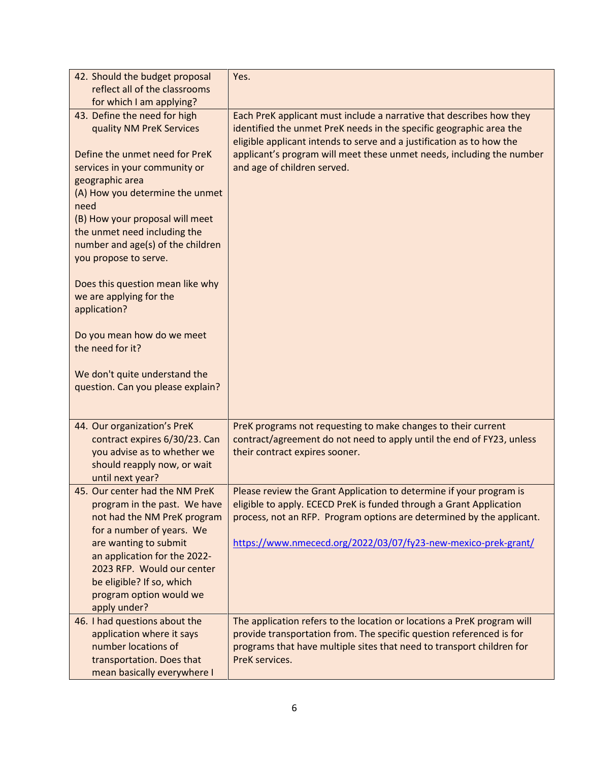| | |
|---|---|
| 42. Should the budget proposal reflect all of the classrooms for which I am applying? | Yes. |
| 43. Define the need for high quality NM PreK Services<br><br>Define the unmet need for PreK services in your community or geographic area<br>(A) How you determine the unmet need<br>(B) How your proposal will meet the unmet need including the number and age(s) of the children you propose to serve.<br><br>Does this question mean like why we are applying for the application?<br><br>Do you mean how do we meet the need for it?<br><br>We don't quite understand the question. Can you please explain? | Each PreK applicant must include a narrative that describes how they identified the unmet PreK needs in the specific geographic area the eligible applicant intends to serve and a justification as to how the applicant's program will meet these unmet needs, including the number and age of children served. |
| 44. Our organization's PreK contract expires 6/30/23. Can you advise as to whether we should reapply now, or wait until next year? | PreK programs not requesting to make changes to their current contract/agreement do not need to apply until the end of FY23, unless their contract expires sooner. |
| 45. Our center had the NM PreK program in the past. We have not had the NM PreK program for a number of years. We are wanting to submit an application for the 2022-2023 RFP. Would our center be eligible? If so, which program option would we apply under? | Please review the Grant Application to determine if your program is eligible to apply. ECECD PreK is funded through a Grant Application process, not an RFP. Program options are determined by the applicant.<br><br>https://www.nmececd.org/2022/03/07/fy23-new-mexico-prek-grant/ |
| 46. I had questions about the application where it says number locations of transportation. Does that mean basically everywhere I | The application refers to the location or locations a PreK program will provide transportation from. The specific question referenced is for programs that have multiple sites that need to transport children for PreK services. |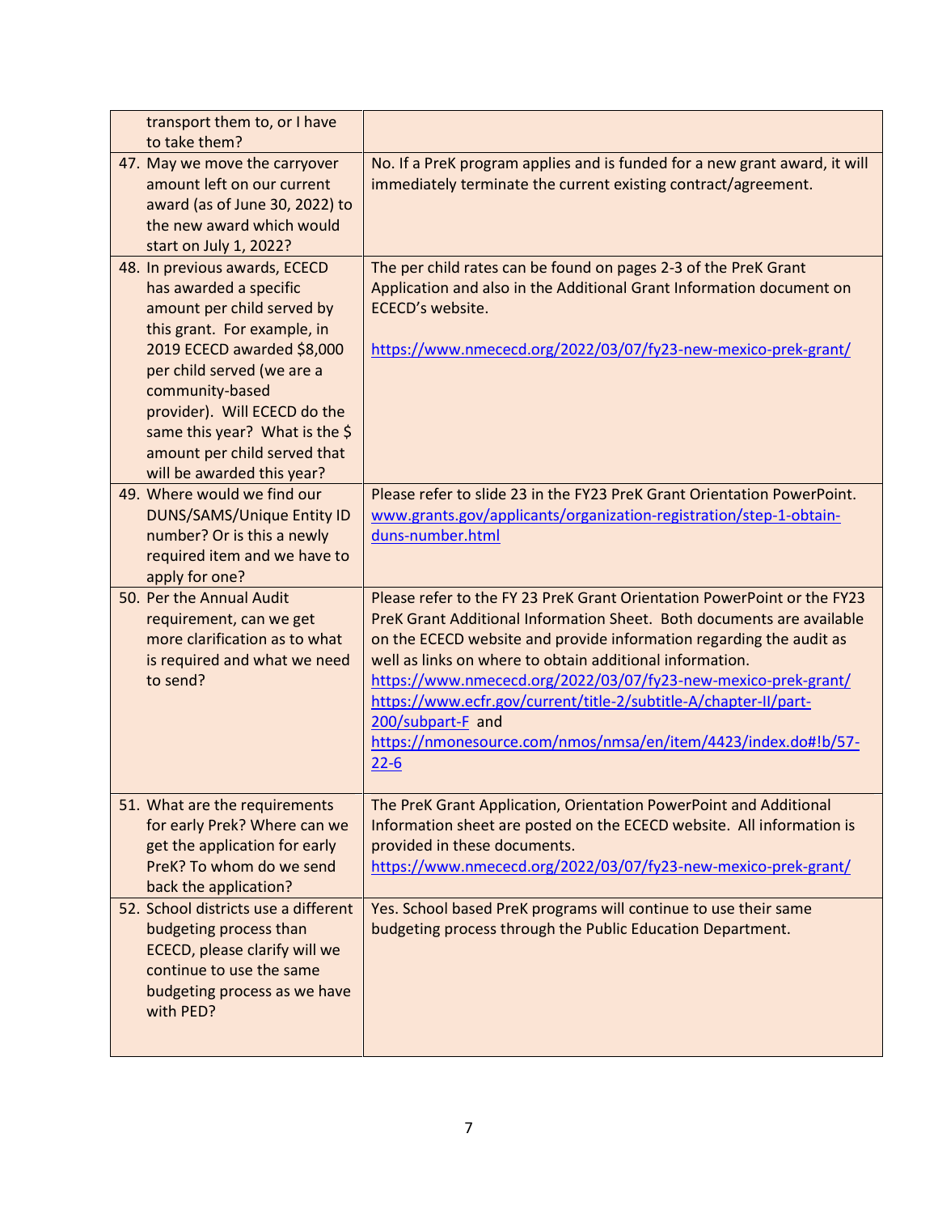| | |
|---|---|
| transport them to, or I have to take them? | |
| 47. May we move the carryover amount left on our current award (as of June 30, 2022) to the new award which would start on July 1, 2022? | No. If a PreK program applies and is funded for a new grant award, it will immediately terminate the current existing contract/agreement. |
| 48. In previous awards, ECECD has awarded a specific amount per child served by this grant. For example, in 2019 ECECD awarded $8,000 per child served (we are a community-based provider). Will ECECD do the same this year? What is the $ amount per child served that will be awarded this year? | The per child rates can be found on pages 2-3 of the PreK Grant Application and also in the Additional Grant Information document on ECECD's website.<br><br>https://www.nmececd.org/2022/03/07/fy23-new-mexico-prek-grant/ |
| 49. Where would we find our DUNS/SAMS/Unique Entity ID number? Or is this a newly required item and we have to apply for one? | Please refer to slide 23 in the FY23 PreK Grant Orientation PowerPoint. www.grants.gov/applicants/organization-registration/step-1-obtain-duns-number.html |
| 50. Per the Annual Audit requirement, can we get more clarification as to what is required and what we need to send? | Please refer to the FY 23 PreK Grant Orientation PowerPoint or the FY23 PreK Grant Additional Information Sheet. Both documents are available on the ECECD website and provide information regarding the audit as well as links on where to obtain additional information. https://www.nmececd.org/2022/03/07/fy23-new-mexico-prek-grant/ https://www.ecfr.gov/current/title-2/subtitle-A/chapter-II/part-200/subpart-F and https://nmonesource.com/nmos/nmsa/en/item/4423/index.do#!b/57-22-6 |
| 51. What are the requirements for early Prek? Where can we get the application for early PreK? To whom do we send back the application? | The PreK Grant Application, Orientation PowerPoint and Additional Information sheet are posted on the ECECD website. All information is provided in these documents. https://www.nmececd.org/2022/03/07/fy23-new-mexico-prek-grant/ |
| 52. School districts use a different budgeting process than ECECD, please clarify will we continue to use the same budgeting process as we have with PED? | Yes. School based PreK programs will continue to use their same budgeting process through the Public Education Department. |